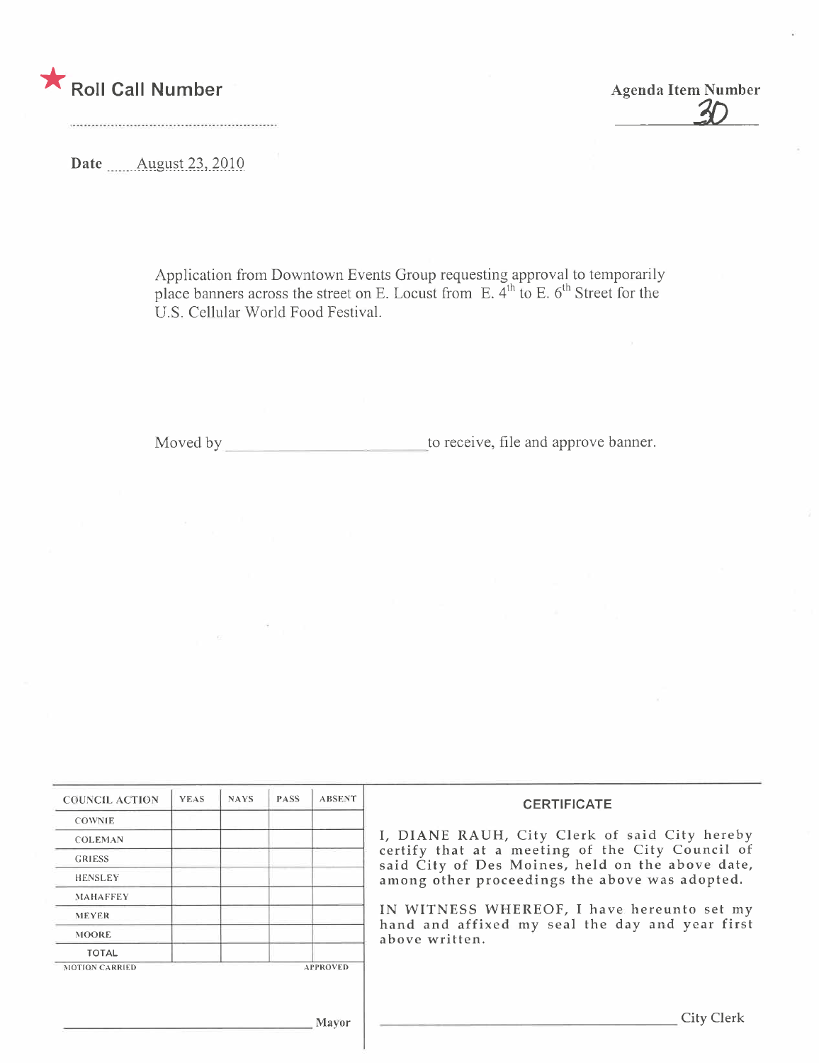★ **Roll Call Number**

**Agenda Item Number**

30

**Date** August 23, 2010

Application from Downtown Events Group requesting approval to temporarily place banners across the street on E. Locust from E. 4th to E. 6th Street for the U.S. Cellular World Food Festival.

Moved by ______________________ to receive, file and approve banner.

| COUNCIL ACTION | YEAS | NAYS | PASS | ABSENT |
|---|---|---|---|---|
| COWNIE | | | | |
| COLEMAN | | | | |
| GRIESS | | | | |
| HENSLEY | | | | |
| MAHAFFEY | | | | |
| MEYER | | | | |
| MOORE | | | | |
| TOTAL | | | | |

MOTION CARRIED APPROVED

______________________ Mayor

**CERTIFICATE**

I, DIANE RAUH, City Clerk of said City hereby certify that at a meeting of the City Council of said City of Des Moines, held on the above date, among other proceedings the above was adopted.

IN WITNESS WHEREOF, I have hereunto set my hand and affixed my seal the day and year first above written.

______________________ City Clerk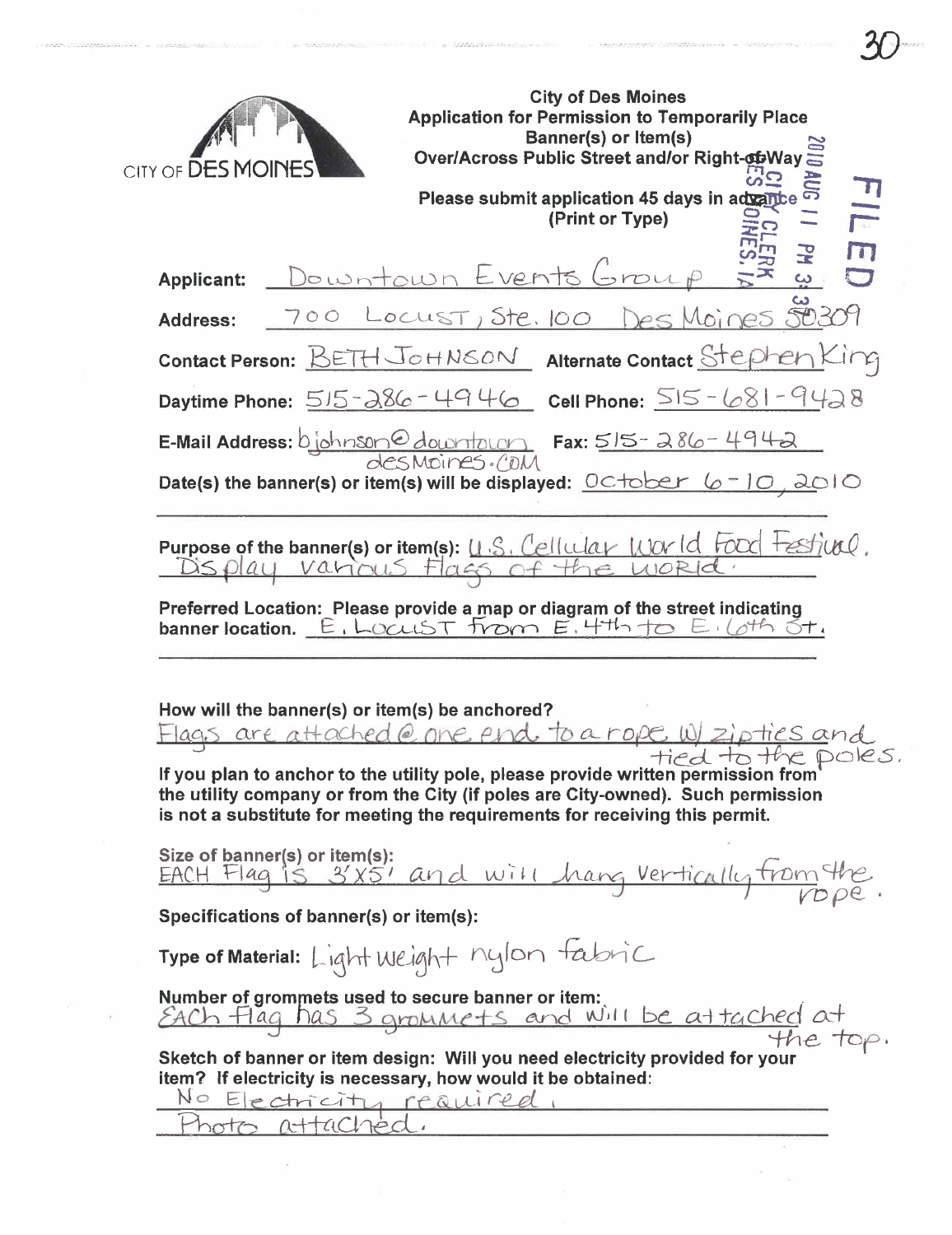CITY OF DES MOINES

**City of Des Moines**
**Application for Permission to Temporarily Place Banner(s) or Item(s) Over/Across Public Street and/or Right-of-Way**

**Please submit application 45 days in advance**
**(Print or Type)**

FILED
2010 AUG 11 PM 3:39
CITY CLERK
DES MOINES, IA

**Applicant:** Downtown Events Group

**Address:** 700 Locust, Ste. 100 Des Moines 50309

**Contact Person:** BETH JOHNSON **Alternate Contact** Stephen King

**Daytime Phone:** 515-286-4946 **Cell Phone:** 515-681-9428

**E-Mail Address:** bjohnson@downtowndesMoines.COM **Fax:** 515-286-4942

**Date(s) the banner(s) or item(s) will be displayed:** October 6-10, 2010

**Purpose of the banner(s) or item(s):** U.S. Cellular World Food Festival. Display various flags of the world.

**Preferred Location: Please provide a map or diagram of the street indicating banner location.** E. Locust from E. 4th to E. 6th St.

**How will the banner(s) or item(s) be anchored?**
Flags are attached @ one end to a rope w/ zipties and tied to the poles.

**If you plan to anchor to the utility pole, please provide written permission from the utility company or from the City (if poles are City-owned). Such permission is not a substitute for meeting the requirements for receiving this permit.**

**Size of banner(s) or item(s):**
EACH Flag is 3'X5' and will hang vertically from the rope.

**Specifications of banner(s) or item(s):**

**Type of Material:** Light weight nylon fabric

**Number of grommets used to secure banner or item:**
EACH flag has 3 grommets and will be attached at the top.

**Sketch of banner or item design: Will you need electricity provided for your item? If electricity is necessary, how would it be obtained:**
No Electricity required.
Photo attached.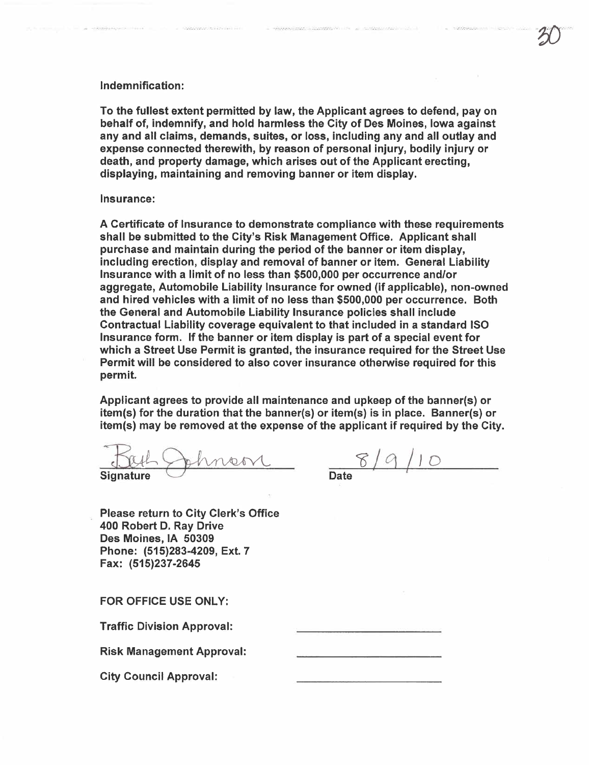**Indemnification:**

**To the fullest extent permitted by law, the Applicant agrees to defend, pay on behalf of, indemnify, and hold harmless the City of Des Moines, Iowa against any and all claims, demands, suites, or loss, including any and all outlay and expense connected therewith, by reason of personal injury, bodily injury or death, and property damage, which arises out of the Applicant erecting, displaying, maintaining and removing banner or item display.**

**Insurance:**

**A Certificate of Insurance to demonstrate compliance with these requirements shall be submitted to the City's Risk Management Office. Applicant shall purchase and maintain during the period of the banner or item display, including erection, display and removal of banner or item. General Liability Insurance with a limit of no less than $500,000 per occurrence and/or aggregate, Automobile Liability Insurance for owned (if applicable), non-owned and hired vehicles with a limit of no less than $500,000 per occurrence. Both the General and Automobile Liability Insurance policies shall include Contractual Liability coverage equivalent to that included in a standard ISO Insurance form. If the banner or item display is part of a special event for which a Street Use Permit is granted, the insurance required for the Street Use Permit will be considered to also cover insurance otherwise required for this permit.**

**Applicant agrees to provide all maintenance and upkeep of the banner(s) or item(s) for the duration that the banner(s) or item(s) is in place. Banner(s) or item(s) may be removed at the expense of the applicant if required by the City.**

Beth Johnson
**Signature**

8/9/10
**Date**

**Please return to City Clerk's Office**
**400 Robert D. Ray Drive**
**Des Moines, IA 50309**
**Phone: (515)283-4209, Ext. 7**
**Fax: (515)237-2645**

**FOR OFFICE USE ONLY:**

**Traffic Division Approval:** ____________________

**Risk Management Approval:** ____________________

**City Council Approval:** ____________________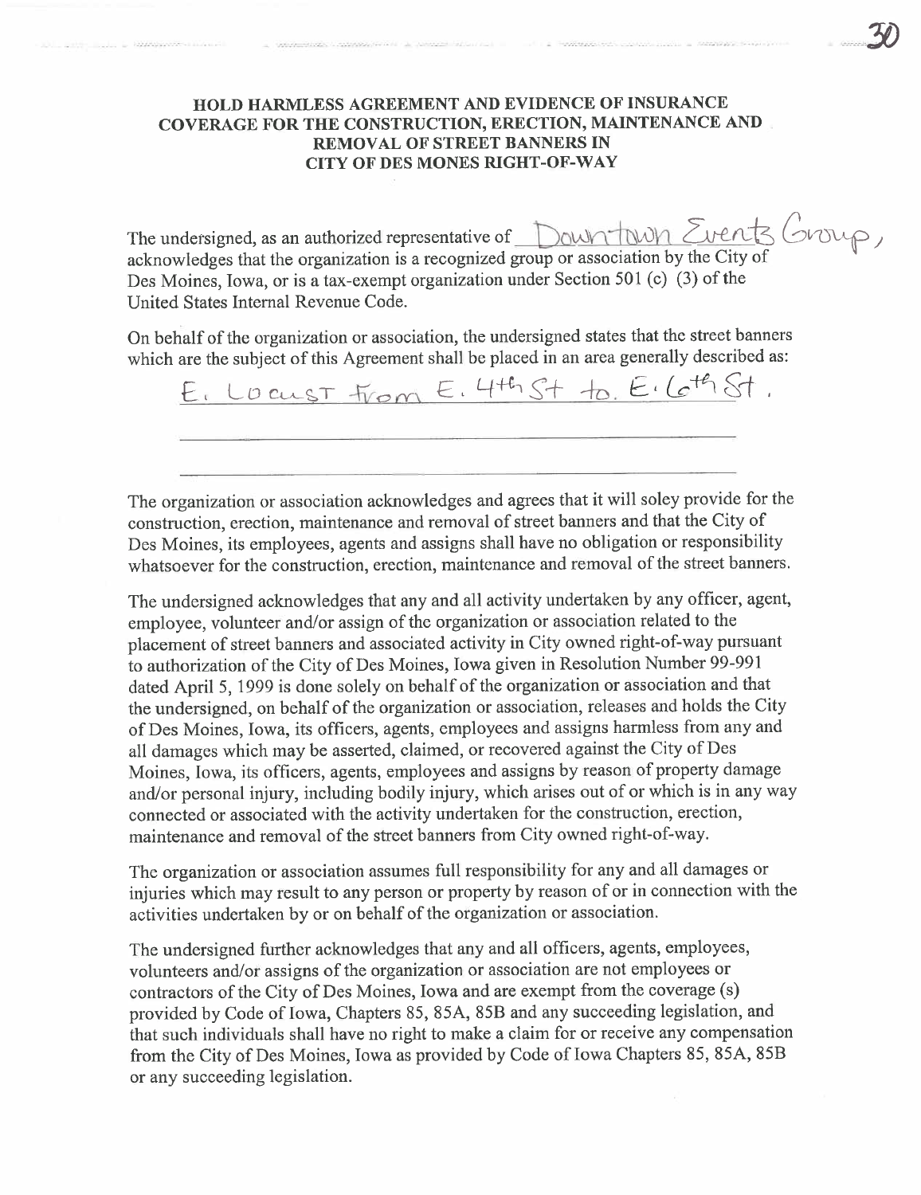# HOLD HARMLESS AGREEMENT AND EVIDENCE OF INSURANCE COVERAGE FOR THE CONSTRUCTION, ERECTION, MAINTENANCE AND REMOVAL OF STREET BANNERS IN CITY OF DES MONES RIGHT-OF-WAY

The undersigned, as an authorized representative of Downtown Events Group, acknowledges that the organization is a recognized group or association by the City of Des Moines, Iowa, or is a tax-exempt organization under Section 501 (c) (3) of the United States Internal Revenue Code.

On behalf of the organization or association, the undersigned states that the street banners which are the subject of this Agreement shall be placed in an area generally described as:

E. Locust from E. 4th St to. E. 6th St.

The organization or association acknowledges and agrees that it will soley provide for the construction, erection, maintenance and removal of street banners and that the City of Des Moines, its employees, agents and assigns shall have no obligation or responsibility whatsoever for the construction, erection, maintenance and removal of the street banners.

The undersigned acknowledges that any and all activity undertaken by any officer, agent, employee, volunteer and/or assign of the organization or association related to the placement of street banners and associated activity in City owned right-of-way pursuant to authorization of the City of Des Moines, Iowa given in Resolution Number 99-991 dated April 5, 1999 is done solely on behalf of the organization or association and that the undersigned, on behalf of the organization or association, releases and holds the City of Des Moines, Iowa, its officers, agents, employees and assigns harmless from any and all damages which may be asserted, claimed, or recovered against the City of Des Moines, Iowa, its officers, agents, employees and assigns by reason of property damage and/or personal injury, including bodily injury, which arises out of or which is in any way connected or associated with the activity undertaken for the construction, erection, maintenance and removal of the street banners from City owned right-of-way.

The organization or association assumes full responsibility for any and all damages or injuries which may result to any person or property by reason of or in connection with the activities undertaken by or on behalf of the organization or association.

The undersigned further acknowledges that any and all officers, agents, employees, volunteers and/or assigns of the organization or association are not employees or contractors of the City of Des Moines, Iowa and are exempt from the coverage (s) provided by Code of Iowa, Chapters 85, 85A, 85B and any succeeding legislation, and that such individuals shall have no right to make a claim for or receive any compensation from the City of Des Moines, Iowa as provided by Code of Iowa Chapters 85, 85A, 85B or any succeeding legislation.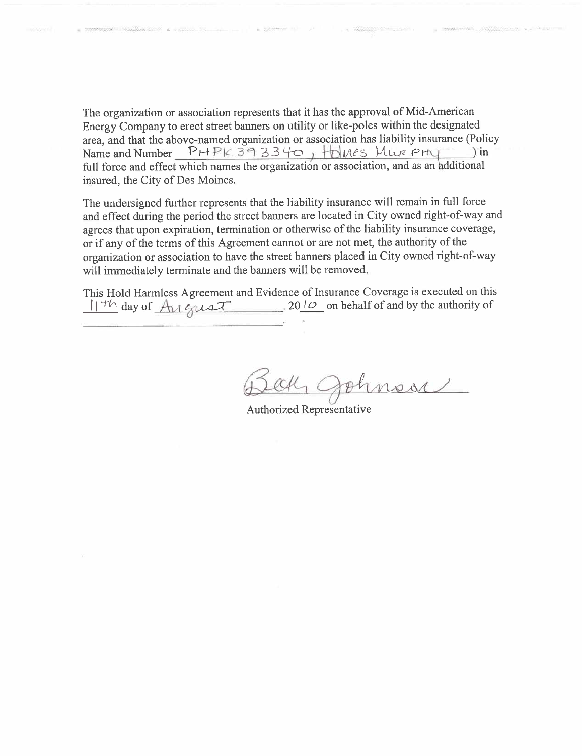The organization or association represents that it has the approval of Mid-American Energy Company to erect street banners on utility or like-poles within the designated area, and that the above-named organization or association has liability insurance (Policy Name and Number PHPK393340, Holmes Murphy) in full force and effect which names the organization or association, and as an additional insured, the City of Des Moines.

The undersigned further represents that the liability insurance will remain in full force and effect during the period the street banners are located in City owned right-of-way and agrees that upon expiration, termination or otherwise of the liability insurance coverage, or if any of the terms of this Agreement cannot or are not met, the authority of the organization or association to have the street banners placed in City owned right-of-way will immediately terminate and the banners will be removed.

This Hold Harmless Agreement and Evidence of Insurance Coverage is executed on this 11th day of August, 2010 on behalf of and by the authority of ______________________.

Beth Johnson

Authorized Representative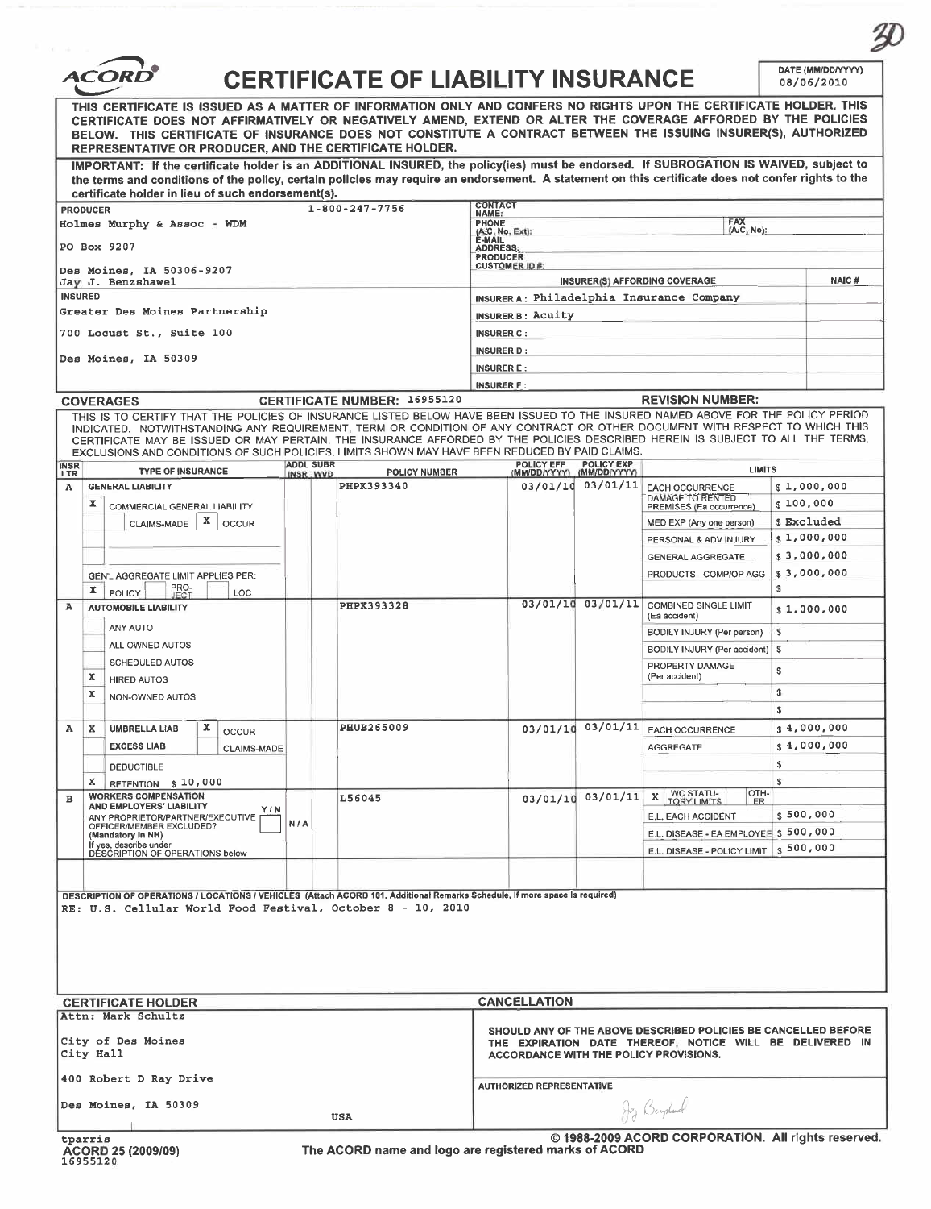30

# ACORD® CERTIFICATE OF LIABILITY INSURANCE

DATE (MM/DD/YYYY) 08/06/2010

THIS CERTIFICATE IS ISSUED AS A MATTER OF INFORMATION ONLY AND CONFERS NO RIGHTS UPON THE CERTIFICATE HOLDER. THIS CERTIFICATE DOES NOT AFFIRMATIVELY OR NEGATIVELY AMEND, EXTEND OR ALTER THE COVERAGE AFFORDED BY THE POLICIES BELOW. THIS CERTIFICATE OF INSURANCE DOES NOT CONSTITUTE A CONTRACT BETWEEN THE ISSUING INSURER(S), AUTHORIZED REPRESENTATIVE OR PRODUCER, AND THE CERTIFICATE HOLDER.

**IMPORTANT: If the certificate holder is an ADDITIONAL INSURED, the policy(ies) must be endorsed. If SUBROGATION IS WAIVED, subject to the terms and conditions of the policy, certain policies may require an endorsement. A statement on this certificate does not confer rights to the certificate holder in lieu of such endorsement(s).**

**PRODUCER** 1-800-247-7756
Holmes Murphy & Assoc - WDM
PO Box 9207
Des Moines, IA 50306-9207
Jay J. Benzshawel

CONTACT NAME:
PHONE (A/C, No, Ext): FAX (A/C, No):
E-MAIL ADDRESS:
PRODUCER CUSTOMER ID #:

**INSURED**
Greater Des Moines Partnership
700 Locust St., Suite 100
Des Moines, IA 50309

| INSURER(S) AFFORDING COVERAGE | NAIC # |
|---|---|
| INSURER A: Philadelphia Insurance Company | |
| INSURER B: Acuity | |
| INSURER C: | |
| INSURER D: | |
| INSURER E: | |
| INSURER F: | |

**COVERAGES** CERTIFICATE NUMBER: 16955120 REVISION NUMBER:

THIS IS TO CERTIFY THAT THE POLICIES OF INSURANCE LISTED BELOW HAVE BEEN ISSUED TO THE INSURED NAMED ABOVE FOR THE POLICY PERIOD INDICATED. NOTWITHSTANDING ANY REQUIREMENT, TERM OR CONDITION OF ANY CONTRACT OR OTHER DOCUMENT WITH RESPECT TO WHICH THIS CERTIFICATE MAY BE ISSUED OR MAY PERTAIN, THE INSURANCE AFFORDED BY THE POLICIES DESCRIBED HEREIN IS SUBJECT TO ALL THE TERMS, EXCLUSIONS AND CONDITIONS OF SUCH POLICIES. LIMITS SHOWN MAY HAVE BEEN REDUCED BY PAID CLAIMS.

| INSR LTR | TYPE OF INSURANCE | ADDL INSR | SUBR WVD | POLICY NUMBER | POLICY EFF (MM/DD/YYYY) | POLICY EXP (MM/DD/YYYY) | LIMITS | |
|---|---|---|---|---|---|---|---|---|
| A | GENERAL LIABILITY | | | PHPK393340 | 03/01/10 | 03/01/11 | EACH OCCURRENCE | $ 1,000,000 |
| | X COMMERCIAL GENERAL LIABILITY | | | | | | DAMAGE TO RENTED PREMISES (Ea occurrence) | $ 100,000 |
| | CLAIMS-MADE X OCCUR | | | | | | MED EXP (Any one person) | $ Excluded |
| | | | | | | | PERSONAL & ADV INJURY | $ 1,000,000 |
| | | | | | | | GENERAL AGGREGATE | $ 3,000,000 |
| | GEN'L AGGREGATE LIMIT APPLIES PER: | | | | | | PRODUCTS - COMP/OP AGG | $ 3,000,000 |
| | X POLICY PROJECT LOC | | | | | | | $ |
| A | AUTOMOBILE LIABILITY | | | PHPK393328 | 03/01/10 | 03/01/11 | COMBINED SINGLE LIMIT (Ea accident) | $ 1,000,000 |
| | ANY AUTO | | | | | | BODILY INJURY (Per person) | $ |
| | ALL OWNED AUTOS | | | | | | BODILY INJURY (Per accident) | $ |
| | SCHEDULED AUTOS | | | | | | PROPERTY DAMAGE (Per accident) | $ |
| | X HIRED AUTOS | | | | | | | $ |
| | X NON-OWNED AUTOS | | | | | | | $ |
| A | X UMBRELLA LIAB X OCCUR | | | PHUB265009 | 03/01/10 | 03/01/11 | EACH OCCURRENCE | $ 4,000,000 |
| | EXCESS LIAB CLAIMS-MADE | | | | | | AGGREGATE | $ 4,000,000 |
| | DEDUCTIBLE | | | | | | | $ |
| | X RETENTION $ 10,000 | | | | | | | $ |
| B | WORKERS COMPENSATION AND EMPLOYERS' LIABILITY Y/N | | | L56045 | 03/01/10 | 03/01/11 | X WC STATUTORY LIMITS OTHER | |
| | ANY PROPRIETOR/PARTNER/EXECUTIVE OFFICER/MEMBER EXCLUDED? (Mandatory in NH) | N/A | | | | | E.L. EACH ACCIDENT | $ 500,000 |
| | If yes, describe under DESCRIPTION OF OPERATIONS below | | | | | | E.L. DISEASE - EA EMPLOYEE | $ 500,000 |
| | | | | | | | E.L. DISEASE - POLICY LIMIT | $ 500,000 |

**DESCRIPTION OF OPERATIONS / LOCATIONS / VEHICLES** (Attach ACORD 101, Additional Remarks Schedule, if more space is required)
RE: U.S. Cellular World Food Festival, October 8 - 10, 2010

**CERTIFICATE HOLDER**
Attn: Mark Schultz
City of Des Moines
City Hall
400 Robert D Ray Drive
Des Moines, IA 50309
USA

**CANCELLATION**
SHOULD ANY OF THE ABOVE DESCRIBED POLICIES BE CANCELLED BEFORE THE EXPIRATION DATE THEREOF, NOTICE WILL BE DELIVERED IN ACCORDANCE WITH THE POLICY PROVISIONS.

AUTHORIZED REPRESENTATIVE
Jay Benzshawel

tparris
ACORD 25 (2009/09)
16955120

© 1988-2009 ACORD CORPORATION. All rights reserved.
The ACORD name and logo are registered marks of ACORD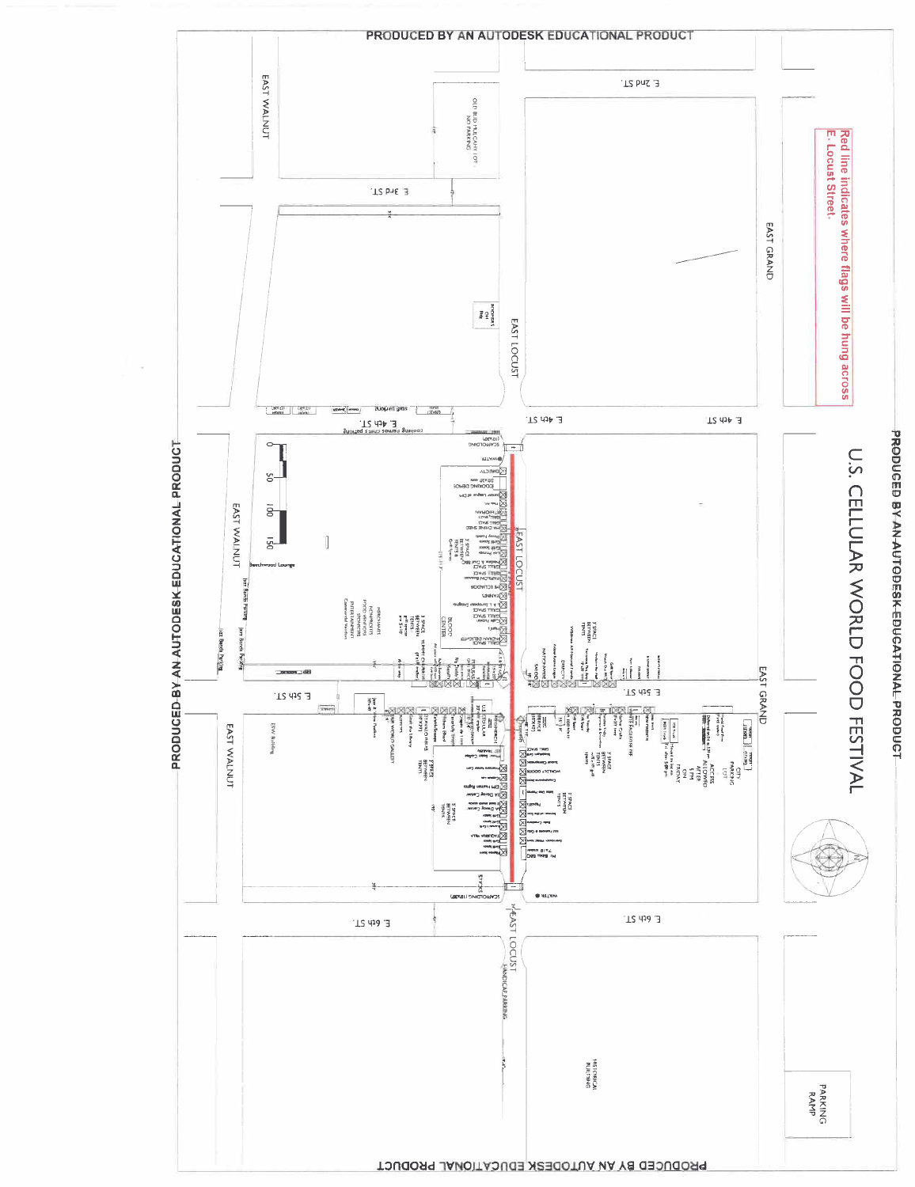# U.S. CELLULAR WORLD FOOD FESTIVAL

Red line indicates where flags will be hung across E. Locust Street.

PRODUCED BY AN AUTODESK EDUCATIONAL PRODUCT

EAST WALNUT

EAST LOCUST

EAST GRAND

E 2nd ST.

E 3rd ST.

E 4th ST.

E 5th ST.

E 6th ST.

OLD BUILD PALOMA LOT NO PARKING

Beechwood Lounge

Jazz Bands Parking

BLOOD CENTER

HANDICAP PARKING

HISTORICAL BUILDINGS

PARKING RAMP

CITY PARKING LOT

ACCESS ALLOWED AFTER 5 PM ON FRIDAY

SCAFFOLDING

WATER

COOKING DEMOS

GRILL SPACE

3 SPACE BETWEEN TENTS

EMC Building

0 50 100 150